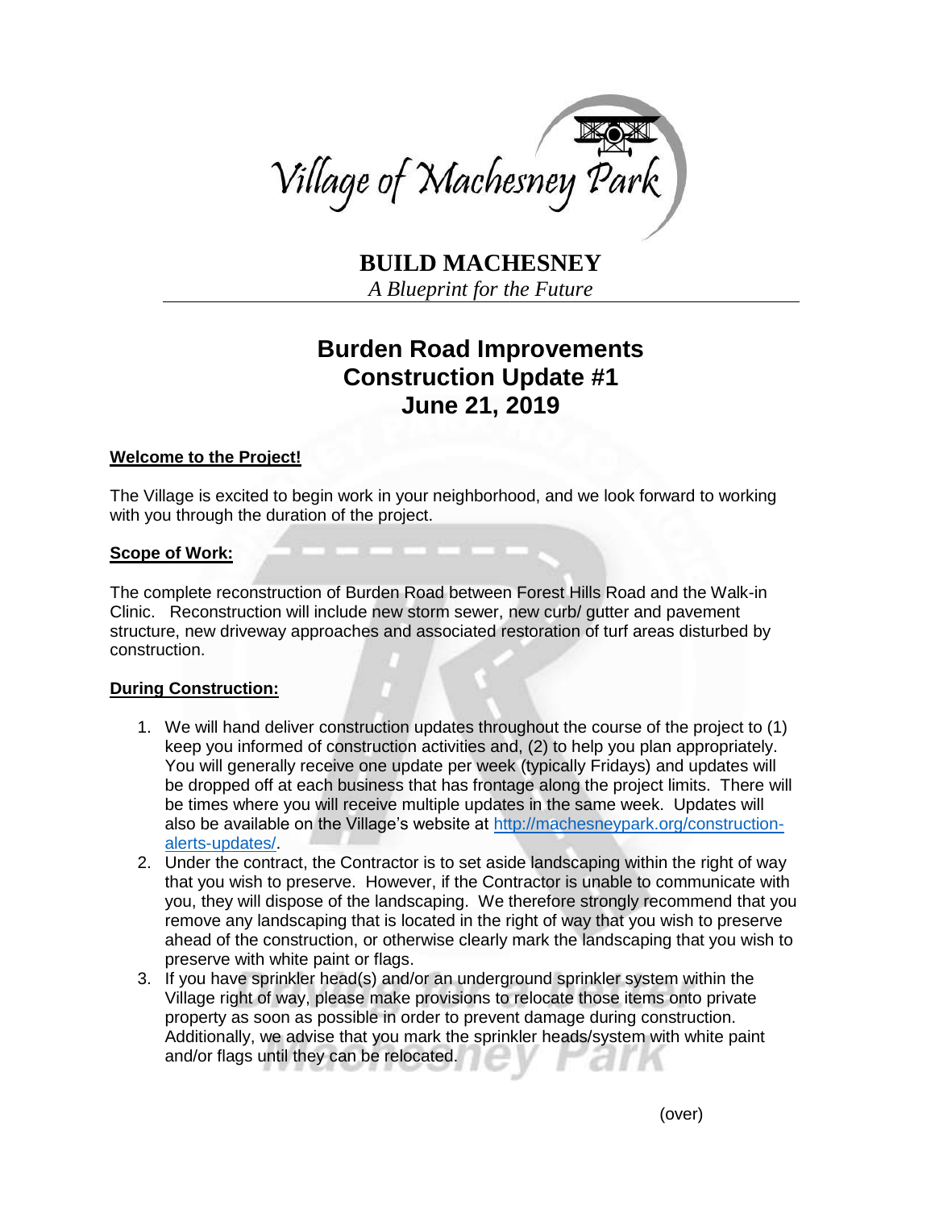Village of Machesney Park

# BUILD MACHESNEY

*A Blueprint for the Future*

## Burden Road Improvements
## Construction Update #1
## June 21, 2019

**Welcome to the Project!**

The Village is excited to begin work in your neighborhood, and we look forward to working with you through the duration of the project.

**Scope of Work:**

The complete reconstruction of Burden Road between Forest Hills Road and the Walk-in Clinic. Reconstruction will include new storm sewer, new curb/ gutter and pavement structure, new driveway approaches and associated restoration of turf areas disturbed by construction.

**During Construction:**

1. We will hand deliver construction updates throughout the course of the project to (1) keep you informed of construction activities and, (2) to help you plan appropriately. You will generally receive one update per week (typically Fridays) and updates will be dropped off at each business that has frontage along the project limits. There will be times where you will receive multiple updates in the same week. Updates will also be available on the Village's website at http://machesneypark.org/construction-alerts-updates/.
2. Under the contract, the Contractor is to set aside landscaping within the right of way that you wish to preserve. However, if the Contractor is unable to communicate with you, they will dispose of the landscaping. We therefore strongly recommend that you remove any landscaping that is located in the right of way that you wish to preserve ahead of the construction, or otherwise clearly mark the landscaping that you wish to preserve with white paint or flags.
3. If you have sprinkler head(s) and/or an underground sprinkler system within the Village right of way, please make provisions to relocate those items onto private property as soon as possible in order to prevent damage during construction. Additionally, we advise that you mark the sprinkler heads/system with white paint and/or flags until they can be relocated.

(over)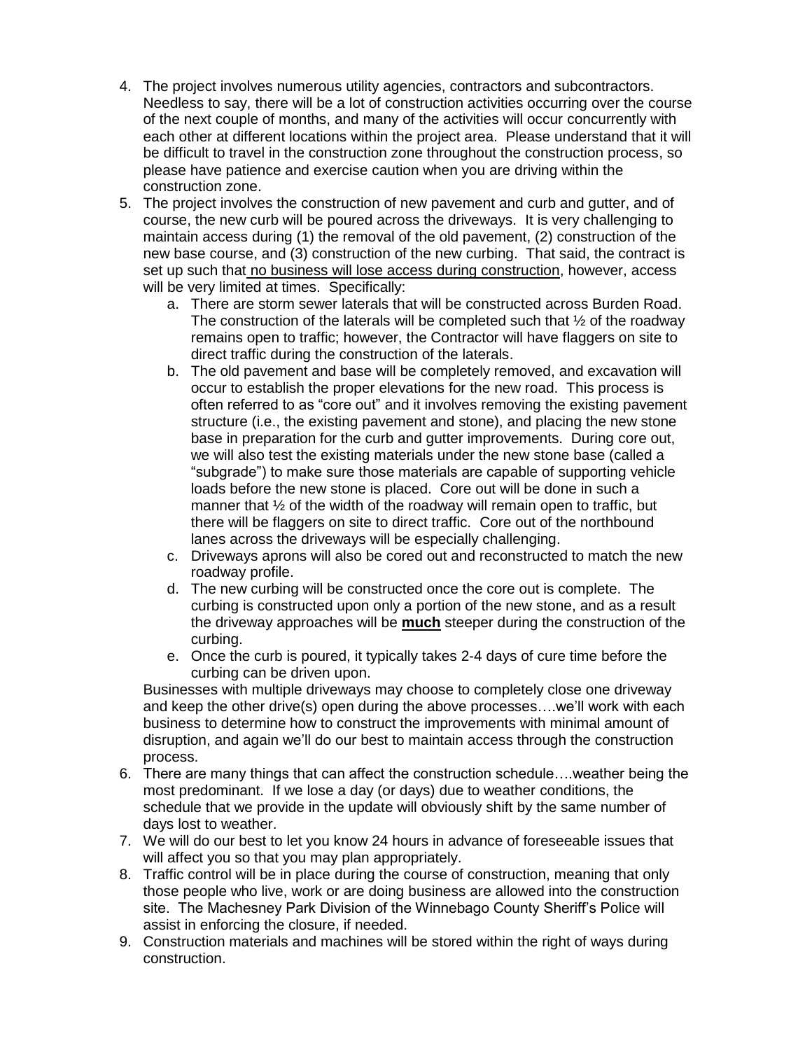4. The project involves numerous utility agencies, contractors and subcontractors. Needless to say, there will be a lot of construction activities occurring over the course of the next couple of months, and many of the activities will occur concurrently with each other at different locations within the project area. Please understand that it will be difficult to travel in the construction zone throughout the construction process, so please have patience and exercise caution when you are driving within the construction zone.
5. The project involves the construction of new pavement and curb and gutter, and of course, the new curb will be poured across the driveways. It is very challenging to maintain access during (1) the removal of the old pavement, (2) construction of the new base course, and (3) construction of the new curbing. That said, the contract is set up such that <u>no business will lose access during construction</u>, however, access will be very limited at times. Specifically:
   a. There are storm sewer laterals that will be constructed across Burden Road. The construction of the laterals will be completed such that ½ of the roadway remains open to traffic; however, the Contractor will have flaggers on site to direct traffic during the construction of the laterals.
   b. The old pavement and base will be completely removed, and excavation will occur to establish the proper elevations for the new road. This process is often referred to as "core out" and it involves removing the existing pavement structure (i.e., the existing pavement and stone), and placing the new stone base in preparation for the curb and gutter improvements. During core out, we will also test the existing materials under the new stone base (called a "subgrade") to make sure those materials are capable of supporting vehicle loads before the new stone is placed. Core out will be done in such a manner that ½ of the width of the roadway will remain open to traffic, but there will be flaggers on site to direct traffic. Core out of the northbound lanes across the driveways will be especially challenging.
   c. Driveways aprons will also be cored out and reconstructed to match the new roadway profile.
   d. The new curbing will be constructed once the core out is complete. The curbing is constructed upon only a portion of the new stone, and as a result the driveway approaches will be <u>**much**</u> steeper during the construction of the curbing.
   e. Once the curb is poured, it typically takes 2-4 days of cure time before the curbing can be driven upon.

   Businesses with multiple driveways may choose to completely close one driveway and keep the other drive(s) open during the above processes….we'll work with each business to determine how to construct the improvements with minimal amount of disruption, and again we'll do our best to maintain access through the construction process.
6. There are many things that can affect the construction schedule….weather being the most predominant. If we lose a day (or days) due to weather conditions, the schedule that we provide in the update will obviously shift by the same number of days lost to weather.
7. We will do our best to let you know 24 hours in advance of foreseeable issues that will affect you so that you may plan appropriately.
8. Traffic control will be in place during the course of construction, meaning that only those people who live, work or are doing business are allowed into the construction site. The Machesney Park Division of the Winnebago County Sheriff's Police will assist in enforcing the closure, if needed.
9. Construction materials and machines will be stored within the right of ways during construction.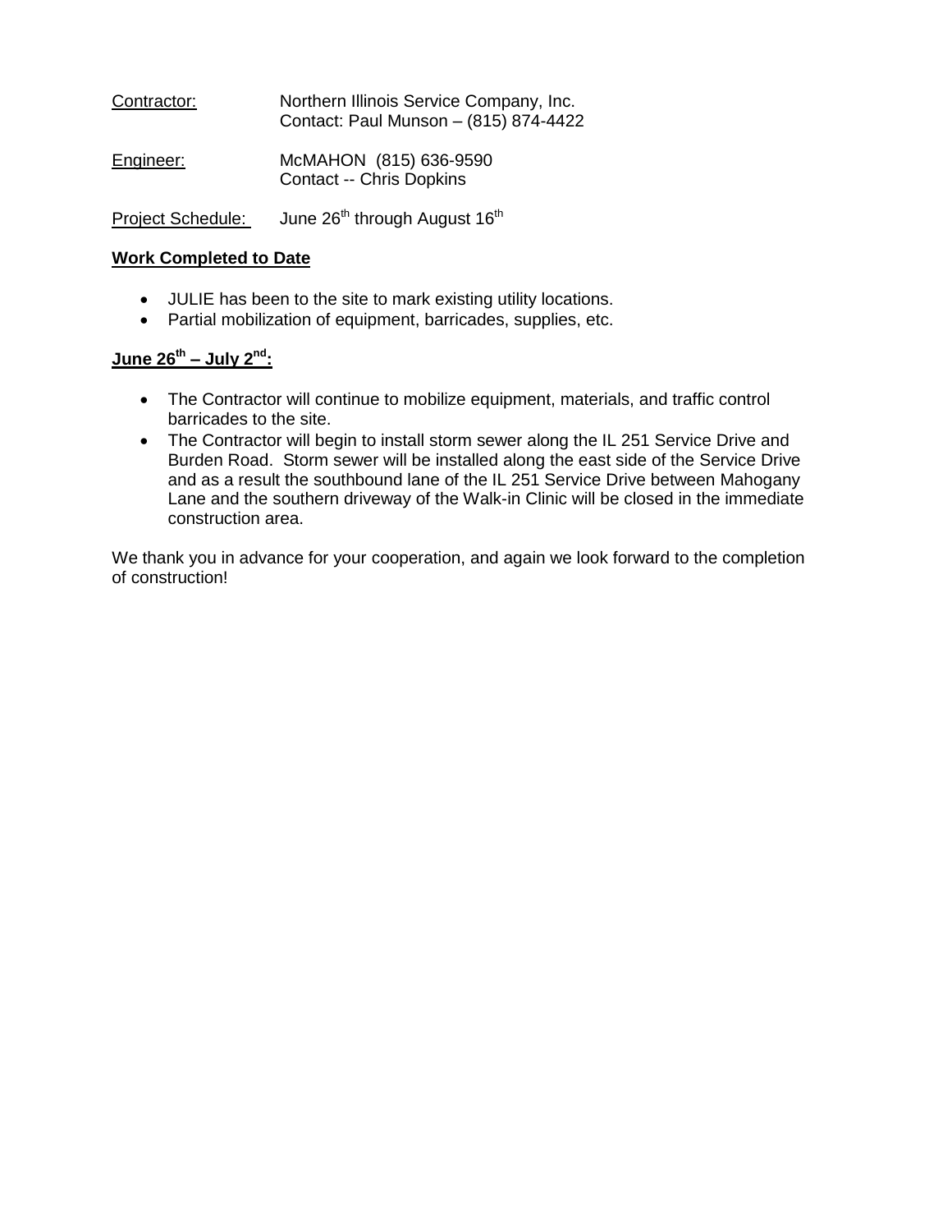Contractor: Northern Illinois Service Company, Inc.
Contact: Paul Munson – (815) 874-4422

Engineer: McMAHON (815) 636-9590
Contact -- Chris Dopkins

Project Schedule: June 26th through August 16th

**Work Completed to Date**

- JULIE has been to the site to mark existing utility locations.
- Partial mobilization of equipment, barricades, supplies, etc.

**June 26th – July 2nd:**

- The Contractor will continue to mobilize equipment, materials, and traffic control barricades to the site.
- The Contractor will begin to install storm sewer along the IL 251 Service Drive and Burden Road. Storm sewer will be installed along the east side of the Service Drive and as a result the southbound lane of the IL 251 Service Drive between Mahogany Lane and the southern driveway of the Walk-in Clinic will be closed in the immediate construction area.

We thank you in advance for your cooperation, and again we look forward to the completion of construction!